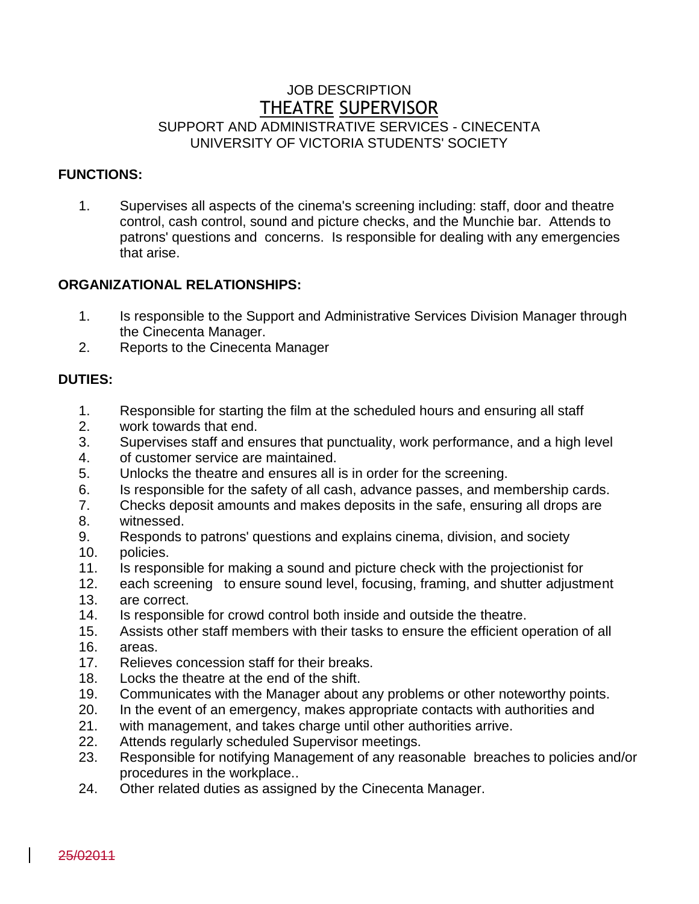# JOB DESCRIPTION

## THEATRE SUPERVISOR

SUPPORT AND ADMINISTRATIVE SERVICES - CINECENTA
UNIVERSITY OF VICTORIA STUDENTS' SOCIETY

**FUNCTIONS:**

1. Supervises all aspects of the cinema's screening including: staff, door and theatre control, cash control, sound and picture checks, and the Munchie bar. Attends to patrons' questions and concerns. Is responsible for dealing with any emergencies that arise.

**ORGANIZATIONAL RELATIONSHIPS:**

1. Is responsible to the Support and Administrative Services Division Manager through the Cinecenta Manager.
2. Reports to the Cinecenta Manager

**DUTIES:**

1. Responsible for starting the film at the scheduled hours and ensuring all staff
2. work towards that end.
3. Supervises staff and ensures that punctuality, work performance, and a high level
4. of customer service are maintained.
5. Unlocks the theatre and ensures all is in order for the screening.
6. Is responsible for the safety of all cash, advance passes, and membership cards.
7. Checks deposit amounts and makes deposits in the safe, ensuring all drops are
8. witnessed.
9. Responds to patrons' questions and explains cinema, division, and society
10. policies.
11. Is responsible for making a sound and picture check with the projectionist for
12. each screening to ensure sound level, focusing, framing, and shutter adjustment
13. are correct.
14. Is responsible for crowd control both inside and outside the theatre.
15. Assists other staff members with their tasks to ensure the efficient operation of all
16. areas.
17. Relieves concession staff for their breaks.
18. Locks the theatre at the end of the shift.
19. Communicates with the Manager about any problems or other noteworthy points.
20. In the event of an emergency, makes appropriate contacts with authorities and
21. with management, and takes charge until other authorities arrive.
22. Attends regularly scheduled Supervisor meetings.
23. Responsible for notifying Management of any reasonable breaches to policies and/or procedures in the workplace..
24. Other related duties as assigned by the Cinecenta Manager.

~~25/02011~~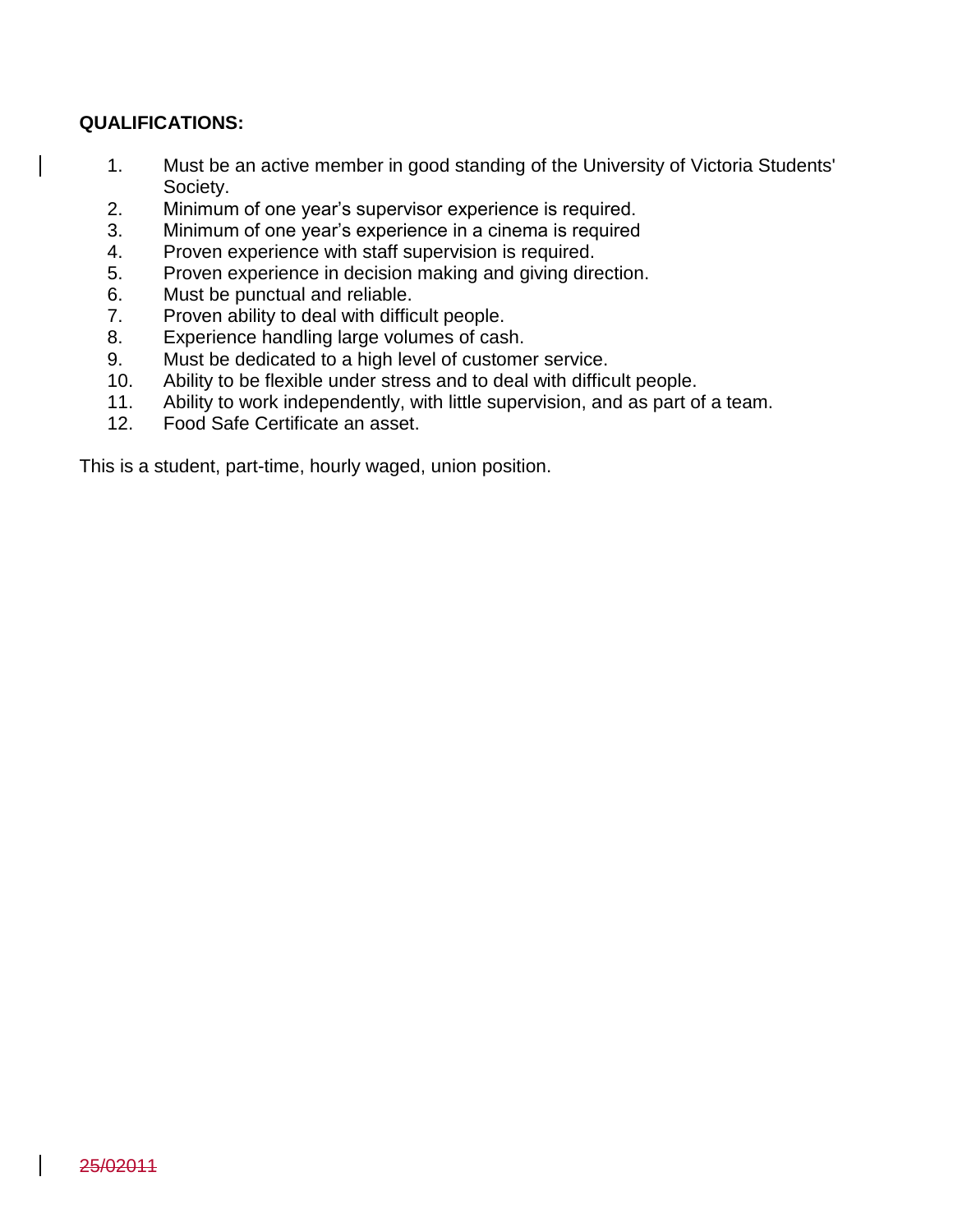**QUALIFICATIONS:**

1. Must be an active member in good standing of the University of Victoria Students' Society.
2. Minimum of one year's supervisor experience is required.
3. Minimum of one year's experience in a cinema is required
4. Proven experience with staff supervision is required.
5. Proven experience in decision making and giving direction.
6. Must be punctual and reliable.
7. Proven ability to deal with difficult people.
8. Experience handling large volumes of cash.
9. Must be dedicated to a high level of customer service.
10. Ability to be flexible under stress and to deal with difficult people.
11. Ability to work independently, with little supervision, and as part of a team.
12. Food Safe Certificate an asset.

This is a student, part-time, hourly waged, union position.

~~25/02011~~